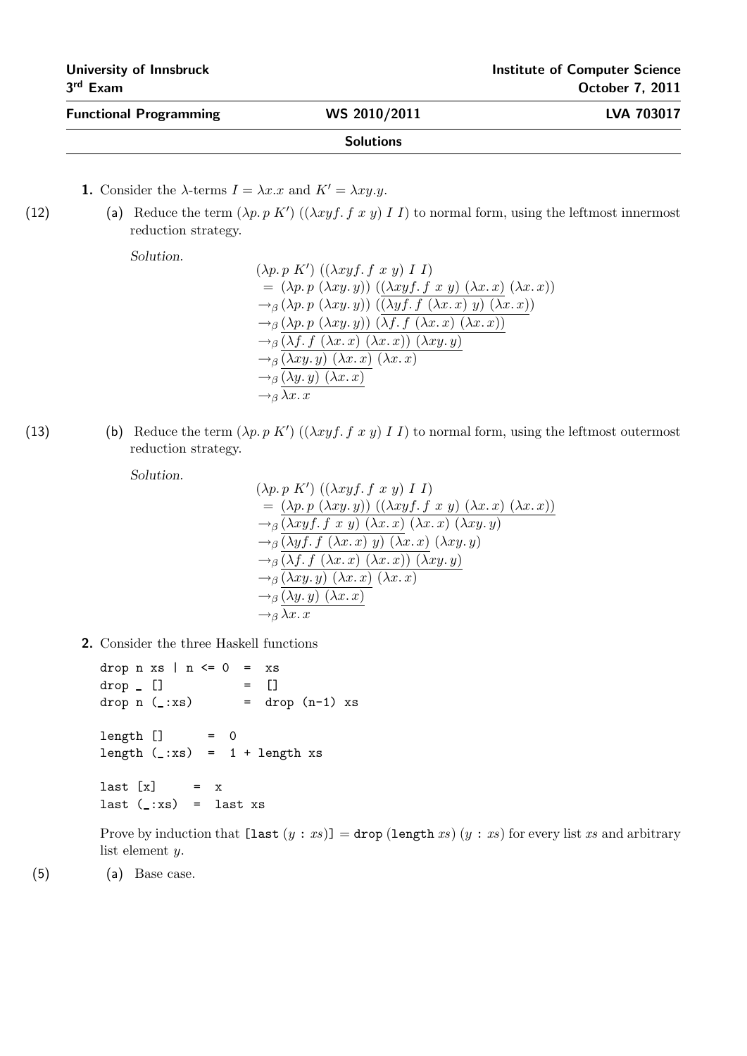**University of Innsbruck** | **Institute of Computer Science**
**3rd Exam** | **October 7, 2011**

**Functional Programming** | **WS 2010/2011** | **LVA 703017**

**Solutions**

**1.** Consider the $\lambda$-terms $I = \lambda x.x$ and $K' = \lambda xy.y$.

(12) **(a)** Reduce the term $(\lambda p.\, p\ K')\ ((\lambda xyf.\, f\ x\ y)\ I\ I)$ to normal form, using the leftmost innermost reduction strategy.

*Solution.*

$$
\begin{aligned}
&(\lambda p.\, p\ K')\ ((\lambda xyf.\, f\ x\ y)\ I\ I) \\
&= (\lambda p.\, p\ (\lambda xy.\, y))\ (\underline{(\lambda xyf.\, f\ x\ y)\ (\lambda x.\, x)}\ (\lambda x.\, x)) \\
&\to_\beta (\lambda p.\, p\ (\lambda xy.\, y))\ (\underline{(\lambda yf.\, f\ (\lambda x.\, x)\ y)\ (\lambda x.\, x)}) \\
&\to_\beta \underline{(\lambda p.\, p\ (\lambda xy.\, y))\ (\lambda f.\, f\ (\lambda x.\, x)\ (\lambda x.\, x))} \\
&\to_\beta \underline{(\lambda f.\, f\ (\lambda x.\, x)\ (\lambda x.\, x))\ (\lambda xy.\, y)} \\
&\to_\beta \underline{(\lambda xy.\, y)\ (\lambda x.\, x)}\ (\lambda x.\, x) \\
&\to_\beta \underline{(\lambda y.\, y)\ (\lambda x.\, x)} \\
&\to_\beta \lambda x.\, x
\end{aligned}
$$

(13) **(b)** Reduce the term $(\lambda p.\, p\ K')\ ((\lambda xyf.\, f\ x\ y)\ I\ I)$ to normal form, using the leftmost outermost reduction strategy.

*Solution.*

$$
\begin{aligned}
&(\lambda p.\, p\ K')\ ((\lambda xyf.\, f\ x\ y)\ I\ I) \\
&= \underline{(\lambda p.\, p\ (\lambda xy.\, y))\ ((\lambda xyf.\, f\ x\ y)\ (\lambda x.\, x)\ (\lambda x.\, x))} \\
&\to_\beta \underline{(\lambda xyf.\, f\ x\ y)\ (\lambda x.\, x)}\ (\lambda x.\, x)\ (\lambda xy.\, y) \\
&\to_\beta \underline{(\lambda yf.\, f\ (\lambda x.\, x)\ y)\ (\lambda x.\, x)}\ (\lambda xy.\, y) \\
&\to_\beta \underline{(\lambda f.\, f\ (\lambda x.\, x)\ (\lambda x.\, x))\ (\lambda xy.\, y)} \\
&\to_\beta \underline{(\lambda xy.\, y)\ (\lambda x.\, x)}\ (\lambda x.\, x) \\
&\to_\beta \underline{(\lambda y.\, y)\ (\lambda x.\, x)} \\
&\to_\beta \lambda x.\, x
\end{aligned}
$$

**2.** Consider the three Haskell functions

```
drop n xs | n <= 0  =  xs
drop _ []           =  []
drop n (_:xs)       =  drop (n-1) xs

length []      =  0
length (_:xs)  =  1 + length xs

last [x]     =  x
last (_:xs)  =  last xs
```

Prove by induction that `[last` $(y : xs)$`]` $=$ `drop (length` $xs$`)` $(y : xs)$ for every list $xs$ and arbitrary list element $y$.

(5) **(a)** Base case.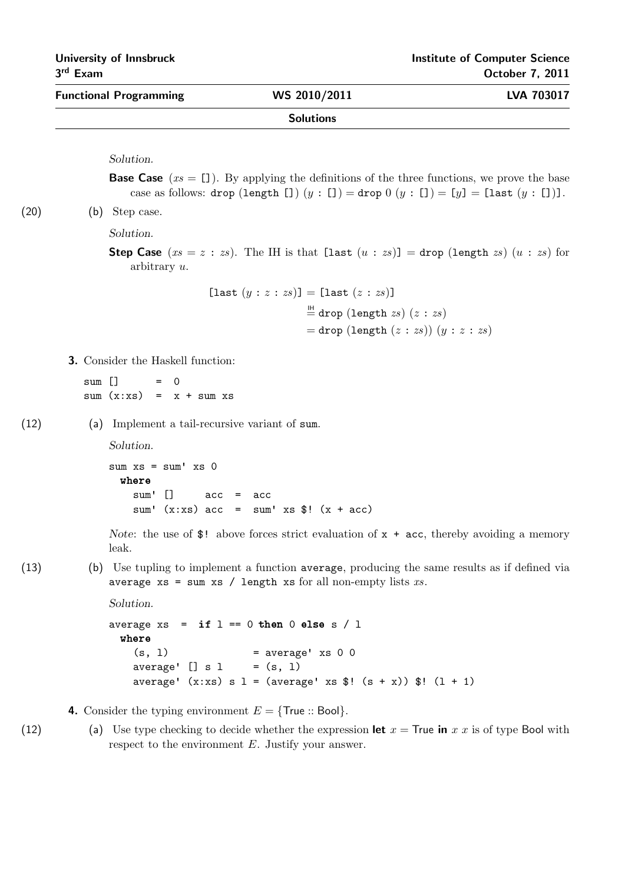*Solution.*

**Base Case** ($xs = []$). By applying the definitions of the three functions, we prove the base case as follows: drop (length []) $(y : []) =$ drop $0$ $(y : []) = [y] =$ [last $(y : [])$].

(20) (b) Step case.

*Solution.*

**Step Case** ($xs = z : zs$). The IH is that [last $(u : zs)$] = drop (length $zs$) $(u : zs)$ for arbitrary $u$.

$$
\begin{aligned}
[\texttt{last}\ (y : z : zs)] &= [\texttt{last}\ (z : zs)] \\
&\overset{\text{IH}}{=} \texttt{drop}\ (\texttt{length}\ zs)\ (z : zs) \\
&= \texttt{drop}\ (\texttt{length}\ (z : zs))\ (y : z : zs)
\end{aligned}
$$

**3.** Consider the Haskell function:

```
sum []      =  0
sum (x:xs)  =  x + sum xs
```

(12) (a) Implement a tail-recursive variant of sum.

*Solution.*

```
sum xs = sum' xs 0
  where
    sum' []     acc  =  acc
    sum' (x:xs) acc  =  sum' xs $! (x + acc)
```

*Note*: the use of `$!` above forces strict evaluation of `x + acc`, thereby avoiding a memory leak.

(13) (b) Use tupling to implement a function `average`, producing the same results as if defined via `average xs = sum xs / length xs` for all non-empty lists $xs$.

*Solution.*

```
average xs  =  if l == 0 then 0 else s / l
  where
    (s, l)              = average' xs 0 0
    average' [] s l     = (s, l)
    average' (x:xs) s l = (average' xs $! (s + x)) $! (l + 1)
```

**4.** Consider the typing environment $E = \{\mathsf{True} :: \mathsf{Bool}\}$.

(12) (a) Use type checking to decide whether the expression **let** $x = \mathsf{True}$ **in** $x\ x$ is of type Bool with respect to the environment $E$. Justify your answer.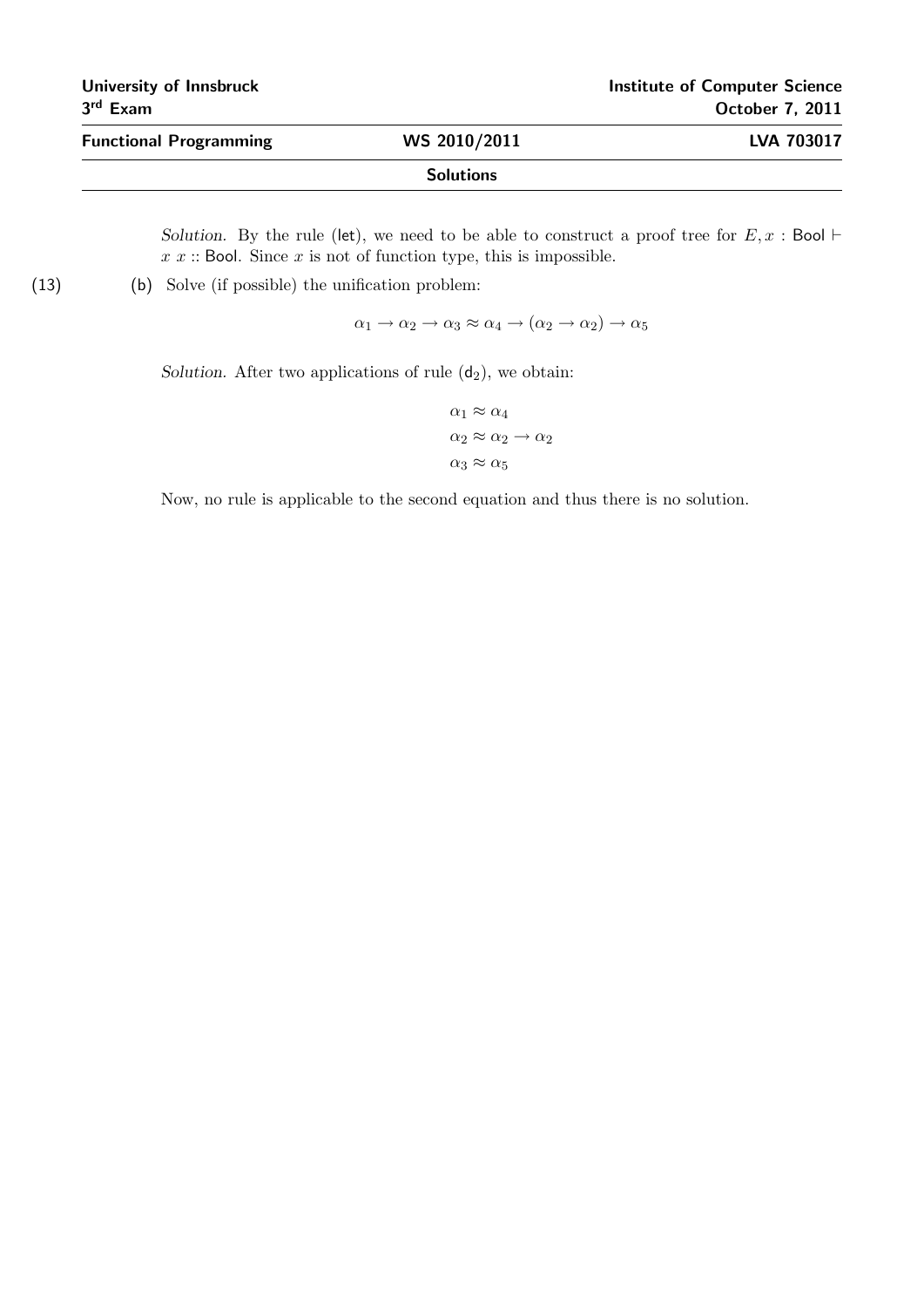*Solution.* By the rule (let), we need to be able to construct a proof tree for $E, x : \mathsf{Bool} \vdash x\ x :: \mathsf{Bool}$. Since $x$ is not of function type, this is impossible.

(13) (b) Solve (if possible) the unification problem:

$$\alpha_1 \to \alpha_2 \to \alpha_3 \approx \alpha_4 \to (\alpha_2 \to \alpha_2) \to \alpha_5$$

*Solution.* After two applications of rule $(\mathsf{d}_2)$, we obtain:

$$\alpha_1 \approx \alpha_4$$
$$\alpha_2 \approx \alpha_2 \to \alpha_2$$
$$\alpha_3 \approx \alpha_5$$

Now, no rule is applicable to the second equation and thus there is no solution.